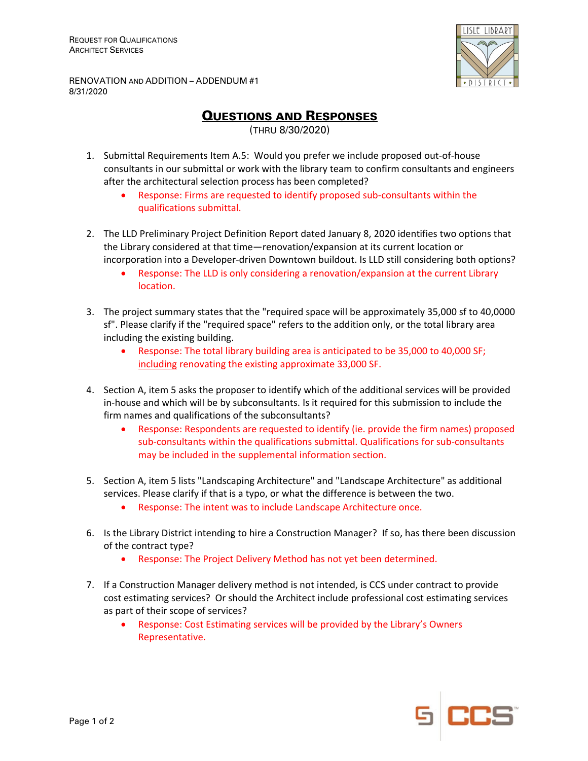REQUEST FOR QUALIFICATIONS
ARCHITECT SERVICES

RENOVATION AND ADDITION – ADDENDUM #1
8/31/2020

# QUESTIONS AND RESPONSES

(THRU 8/30/2020)

1. Submittal Requirements Item A.5: Would you prefer we include proposed out-of-house consultants in our submittal or work with the library team to confirm consultants and engineers after the architectural selection process has been completed?
   - Response: Firms are requested to identify proposed sub-consultants within the qualifications submittal.

2. The LLD Preliminary Project Definition Report dated January 8, 2020 identifies two options that the Library considered at that time—renovation/expansion at its current location or incorporation into a Developer-driven Downtown buildout. Is LLD still considering both options?
   - Response: The LLD is only considering a renovation/expansion at the current Library location.

3. The project summary states that the "required space will be approximately 35,000 sf to 40,0000 sf". Please clarify if the "required space" refers to the addition only, or the total library area including the existing building.
   - Response: The total library building area is anticipated to be 35,000 to 40,000 SF; including renovating the existing approximate 33,000 SF.

4. Section A, item 5 asks the proposer to identify which of the additional services will be provided in-house and which will be by subconsultants. Is it required for this submission to include the firm names and qualifications of the subconsultants?
   - Response: Respondents are requested to identify (ie. provide the firm names) proposed sub-consultants within the qualifications submittal. Qualifications for sub-consultants may be included in the supplemental information section.

5. Section A, item 5 lists "Landscaping Architecture" and "Landscape Architecture" as additional services. Please clarify if that is a typo, or what the difference is between the two.
   - Response: The intent was to include Landscape Architecture once.

6. Is the Library District intending to hire a Construction Manager? If so, has there been discussion of the contract type?
   - Response: The Project Delivery Method has not yet been determined.

7. If a Construction Manager delivery method is not intended, is CCS under contract to provide cost estimating services? Or should the Architect include professional cost estimating services as part of their scope of services?
   - Response: Cost Estimating services will be provided by the Library's Owners Representative.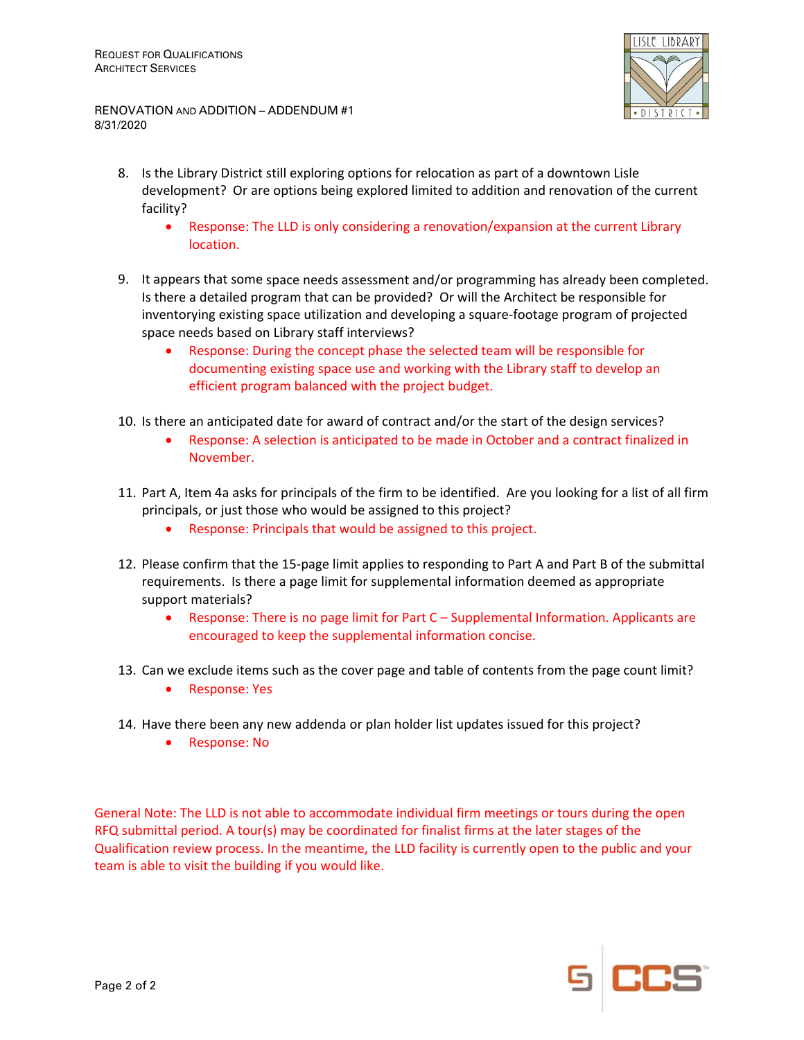8. Is the Library District still exploring options for relocation as part of a downtown Lisle development? Or are options being explored limited to addition and renovation of the current facility?
   - Response: The LLD is only considering a renovation/expansion at the current Library location.

9. It appears that some space needs assessment and/or programming has already been completed. Is there a detailed program that can be provided? Or will the Architect be responsible for inventorying existing space utilization and developing a square-footage program of projected space needs based on Library staff interviews?
   - Response: During the concept phase the selected team will be responsible for documenting existing space use and working with the Library staff to develop an efficient program balanced with the project budget.

10. Is there an anticipated date for award of contract and/or the start of the design services?
    - Response: A selection is anticipated to be made in October and a contract finalized in November.

11. Part A, Item 4a asks for principals of the firm to be identified. Are you looking for a list of all firm principals, or just those who would be assigned to this project?
    - Response: Principals that would be assigned to this project.

12. Please confirm that the 15-page limit applies to responding to Part A and Part B of the submittal requirements. Is there a page limit for supplemental information deemed as appropriate support materials?
    - Response: There is no page limit for Part C – Supplemental Information. Applicants are encouraged to keep the supplemental information concise.

13. Can we exclude items such as the cover page and table of contents from the page count limit?
    - Response: Yes

14. Have there been any new addenda or plan holder list updates issued for this project?
    - Response: No

General Note: The LLD is not able to accommodate individual firm meetings or tours during the open RFQ submittal period. A tour(s) may be coordinated for finalist firms at the later stages of the Qualification review process. In the meantime, the LLD facility is currently open to the public and your team is able to visit the building if you would like.